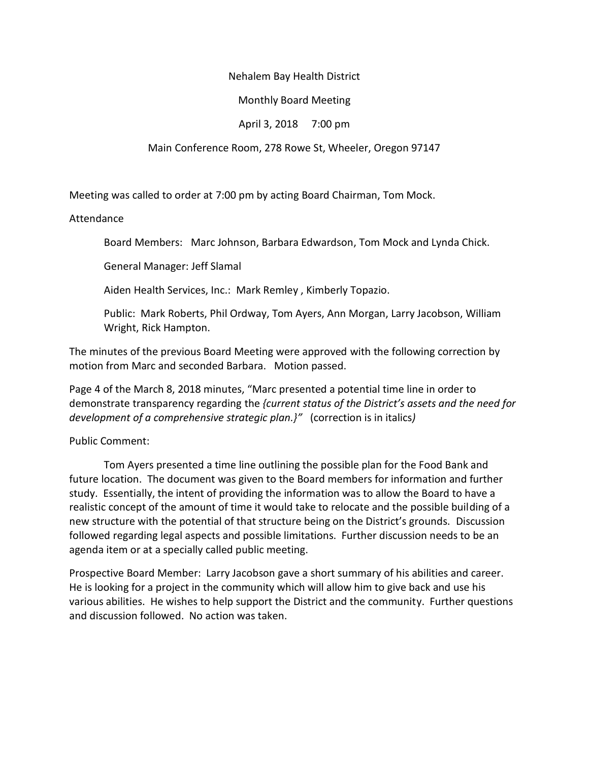Nehalem Bay Health District

Monthly Board Meeting

April 3, 2018 7:00 pm

Main Conference Room, 278 Rowe St, Wheeler, Oregon 97147

Meeting was called to order at 7:00 pm by acting Board Chairman, Tom Mock.

Attendance

Board Members: Marc Johnson, Barbara Edwardson, Tom Mock and Lynda Chick.

General Manager: Jeff Slamal

Aiden Health Services, Inc.: Mark Remley , Kimberly Topazio.

Public: Mark Roberts, Phil Ordway, Tom Ayers, Ann Morgan, Larry Jacobson, William Wright, Rick Hampton.

The minutes of the previous Board Meeting were approved with the following correction by motion from Marc and seconded Barbara. Motion passed.

Page 4 of the March 8, 2018 minutes, "Marc presented a potential time line in order to demonstrate transparency regarding the *{current status of the District's assets and the need for development of a comprehensive strategic plan.}"* (correction is in italics)

Public Comment:

Tom Ayers presented a time line outlining the possible plan for the Food Bank and future location. The document was given to the Board members for information and further study. Essentially, the intent of providing the information was to allow the Board to have a realistic concept of the amount of time it would take to relocate and the possible building of a new structure with the potential of that structure being on the District's grounds. Discussion followed regarding legal aspects and possible limitations. Further discussion needs to be an agenda item or at a specially called public meeting.

Prospective Board Member: Larry Jacobson gave a short summary of his abilities and career. He is looking for a project in the community which will allow him to give back and use his various abilities. He wishes to help support the District and the community. Further questions and discussion followed. No action was taken.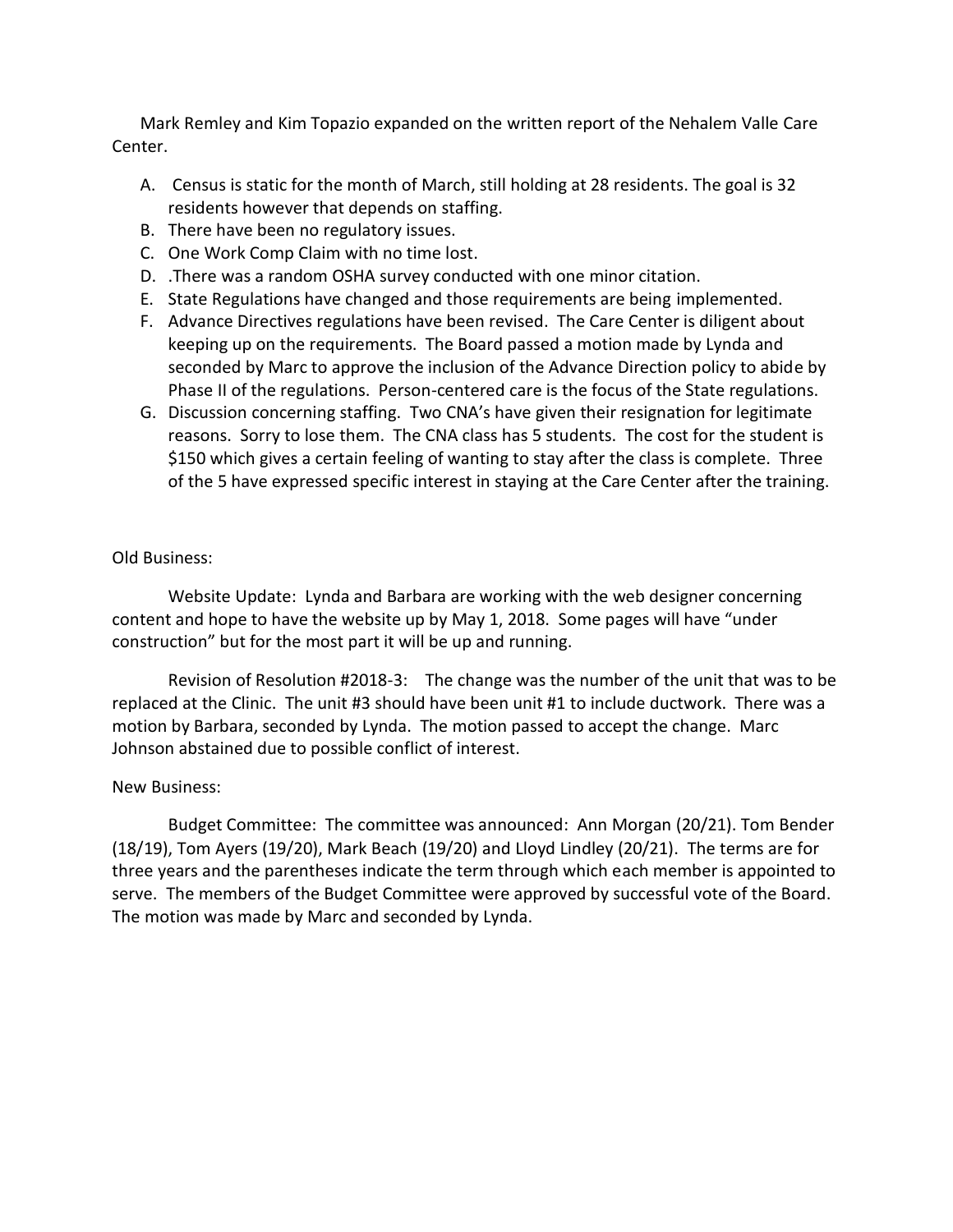Mark Remley and Kim Topazio expanded on the written report of the Nehalem Valle Care Center.

A. Census is static for the month of March, still holding at 28 residents. The goal is 32 residents however that depends on staffing.
B. There have been no regulatory issues.
C. One Work Comp Claim with no time lost.
D. .There was a random OSHA survey conducted with one minor citation.
E. State Regulations have changed and those requirements are being implemented.
F. Advance Directives regulations have been revised. The Care Center is diligent about keeping up on the requirements. The Board passed a motion made by Lynda and seconded by Marc to approve the inclusion of the Advance Direction policy to abide by Phase II of the regulations. Person-centered care is the focus of the State regulations.
G. Discussion concerning staffing. Two CNA's have given their resignation for legitimate reasons. Sorry to lose them. The CNA class has 5 students. The cost for the student is $150 which gives a certain feeling of wanting to stay after the class is complete. Three of the 5 have expressed specific interest in staying at the Care Center after the training.

Old Business:

Website Update: Lynda and Barbara are working with the web designer concerning content and hope to have the website up by May 1, 2018. Some pages will have "under construction" but for the most part it will be up and running.

Revision of Resolution #2018-3: The change was the number of the unit that was to be replaced at the Clinic. The unit #3 should have been unit #1 to include ductwork. There was a motion by Barbara, seconded by Lynda. The motion passed to accept the change. Marc Johnson abstained due to possible conflict of interest.

New Business:

Budget Committee: The committee was announced: Ann Morgan (20/21). Tom Bender (18/19), Tom Ayers (19/20), Mark Beach (19/20) and Lloyd Lindley (20/21). The terms are for three years and the parentheses indicate the term through which each member is appointed to serve. The members of the Budget Committee were approved by successful vote of the Board. The motion was made by Marc and seconded by Lynda.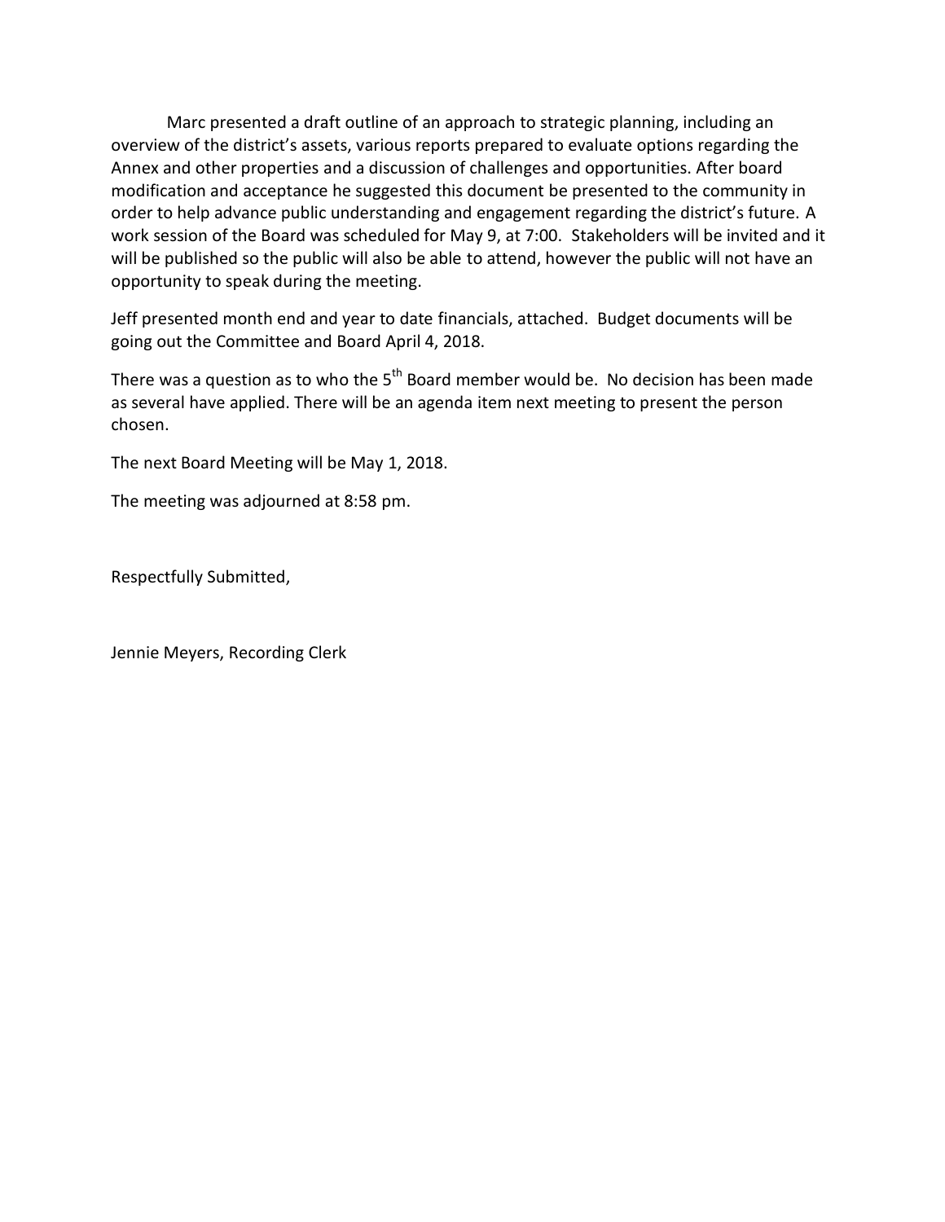Marc presented a draft outline of an approach to strategic planning, including an overview of the district's assets, various reports prepared to evaluate options regarding the Annex and other properties and a discussion of challenges and opportunities. After board modification and acceptance he suggested this document be presented to the community in order to help advance public understanding and engagement regarding the district's future. A work session of the Board was scheduled for May 9, at 7:00. Stakeholders will be invited and it will be published so the public will also be able to attend, however the public will not have an opportunity to speak during the meeting.

Jeff presented month end and year to date financials, attached. Budget documents will be going out the Committee and Board April 4, 2018.

There was a question as to who the 5th Board member would be. No decision has been made as several have applied. There will be an agenda item next meeting to present the person chosen.

The next Board Meeting will be May 1, 2018.

The meeting was adjourned at 8:58 pm.

Respectfully Submitted,

Jennie Meyers, Recording Clerk